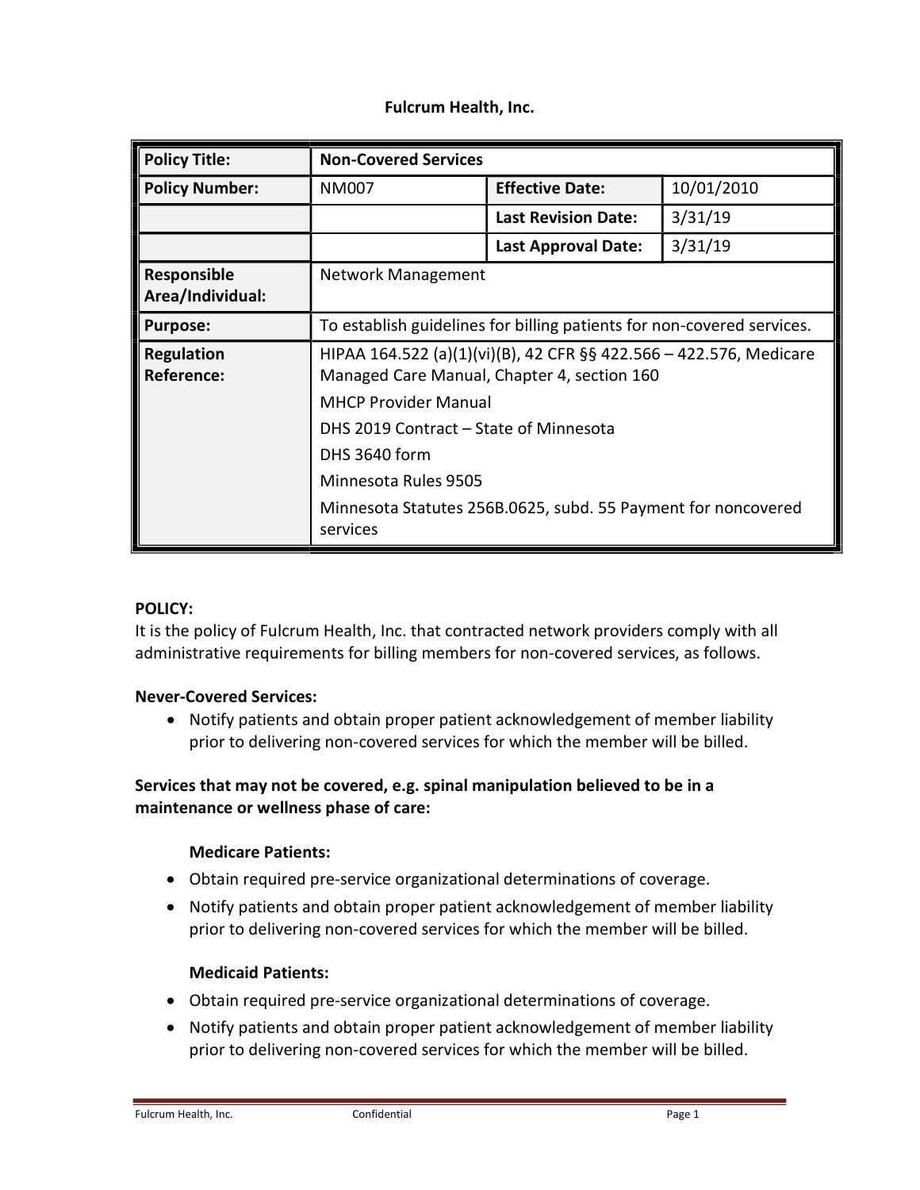**Fulcrum Health, Inc.**

| **Policy Title:** | **Non-Covered Services** | | |
|---|---|---|---|
| **Policy Number:** | NM007 | **Effective Date:** | 10/01/2010 |
| | | **Last Revision Date:** | 3/31/19 |
| | | **Last Approval Date:** | 3/31/19 |
| **Responsible Area/Individual:** | Network Management | | |
| **Purpose:** | To establish guidelines for billing patients for non-covered services. | | |
| **Regulation Reference:** | HIPAA 164.522 (a)(1)(vi)(B), 42 CFR §§ 422.566 – 422.576, Medicare Managed Care Manual, Chapter 4, section 160<br>MHCP Provider Manual<br>DHS 2019 Contract – State of Minnesota<br>DHS 3640 form<br>Minnesota Rules 9505<br>Minnesota Statutes 256B.0625, subd. 55 Payment for noncovered services | | |

**POLICY:**

It is the policy of Fulcrum Health, Inc. that contracted network providers comply with all administrative requirements for billing members for non-covered services, as follows.

**Never-Covered Services:**

- Notify patients and obtain proper patient acknowledgement of member liability prior to delivering non-covered services for which the member will be billed.

**Services that may not be covered, e.g. spinal manipulation believed to be in a maintenance or wellness phase of care:**

**Medicare Patients:**

- Obtain required pre-service organizational determinations of coverage.
- Notify patients and obtain proper patient acknowledgement of member liability prior to delivering non-covered services for which the member will be billed.

**Medicaid Patients:**

- Obtain required pre-service organizational determinations of coverage.
- Notify patients and obtain proper patient acknowledgement of member liability prior to delivering non-covered services for which the member will be billed.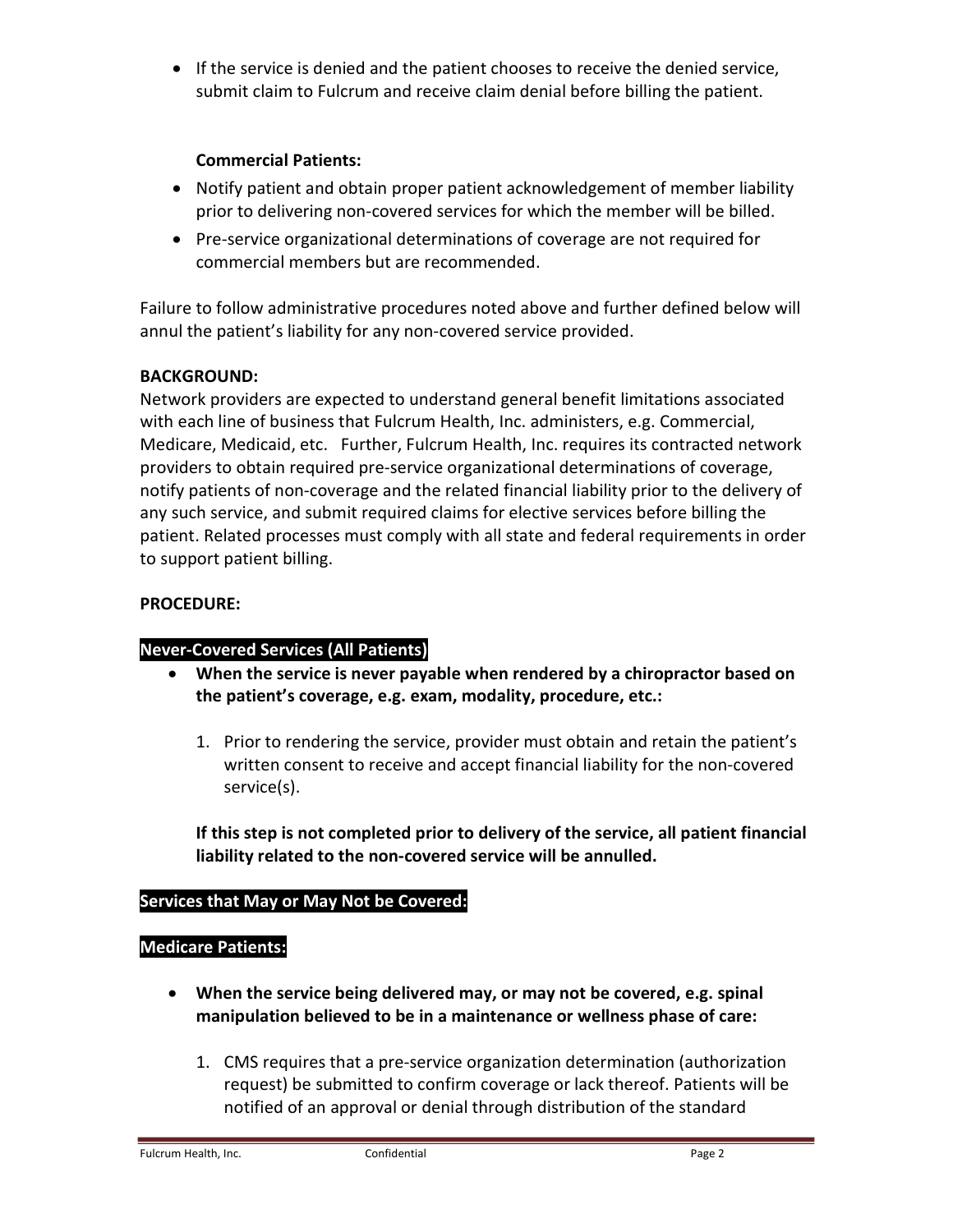- If the service is denied and the patient chooses to receive the denied service, submit claim to Fulcrum and receive claim denial before billing the patient.

**Commercial Patients:**

- Notify patient and obtain proper patient acknowledgement of member liability prior to delivering non-covered services for which the member will be billed.
- Pre-service organizational determinations of coverage are not required for commercial members but are recommended.

Failure to follow administrative procedures noted above and further defined below will annul the patient's liability for any non-covered service provided.

**BACKGROUND:**

Network providers are expected to understand general benefit limitations associated with each line of business that Fulcrum Health, Inc. administers, e.g. Commercial, Medicare, Medicaid, etc. Further, Fulcrum Health, Inc. requires its contracted network providers to obtain required pre-service organizational determinations of coverage, notify patients of non-coverage and the related financial liability prior to the delivery of any such service, and submit required claims for elective services before billing the patient. Related processes must comply with all state and federal requirements in order to support patient billing.

**PROCEDURE:**

**Never-Covered Services (All Patients)**

- **When the service is never payable when rendered by a chiropractor based on the patient's coverage, e.g. exam, modality, procedure, etc.:**

  1. Prior to rendering the service, provider must obtain and retain the patient's written consent to receive and accept financial liability for the non-covered service(s).

  **If this step is not completed prior to delivery of the service, all patient financial liability related to the non-covered service will be annulled.**

**Services that May or May Not be Covered:**

**Medicare Patients:**

- **When the service being delivered may, or may not be covered, e.g. spinal manipulation believed to be in a maintenance or wellness phase of care:**

  1. CMS requires that a pre-service organization determination (authorization request) be submitted to confirm coverage or lack thereof. Patients will be notified of an approval or denial through distribution of the standard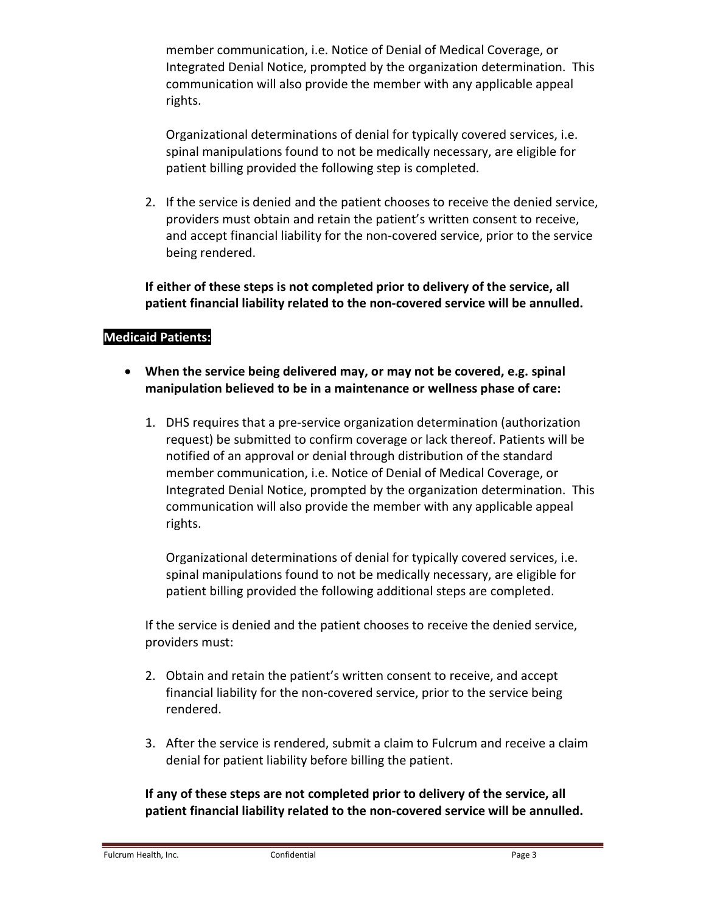member communication, i.e. Notice of Denial of Medical Coverage, or Integrated Denial Notice, prompted by the organization determination. This communication will also provide the member with any applicable appeal rights.

Organizational determinations of denial for typically covered services, i.e. spinal manipulations found to not be medically necessary, are eligible for patient billing provided the following step is completed.

2. If the service is denied and the patient chooses to receive the denied service, providers must obtain and retain the patient's written consent to receive, and accept financial liability for the non-covered service, prior to the service being rendered.

**If either of these steps is not completed prior to delivery of the service, all patient financial liability related to the non-covered service will be annulled.**

**Medicaid Patients:**

- **When the service being delivered may, or may not be covered, e.g. spinal manipulation believed to be in a maintenance or wellness phase of care:**

1. DHS requires that a pre-service organization determination (authorization request) be submitted to confirm coverage or lack thereof. Patients will be notified of an approval or denial through distribution of the standard member communication, i.e. Notice of Denial of Medical Coverage, or Integrated Denial Notice, prompted by the organization determination. This communication will also provide the member with any applicable appeal rights.

   Organizational determinations of denial for typically covered services, i.e. spinal manipulations found to not be medically necessary, are eligible for patient billing provided the following additional steps are completed.

If the service is denied and the patient chooses to receive the denied service, providers must:

2. Obtain and retain the patient's written consent to receive, and accept financial liability for the non-covered service, prior to the service being rendered.

3. After the service is rendered, submit a claim to Fulcrum and receive a claim denial for patient liability before billing the patient.

**If any of these steps are not completed prior to delivery of the service, all patient financial liability related to the non-covered service will be annulled.**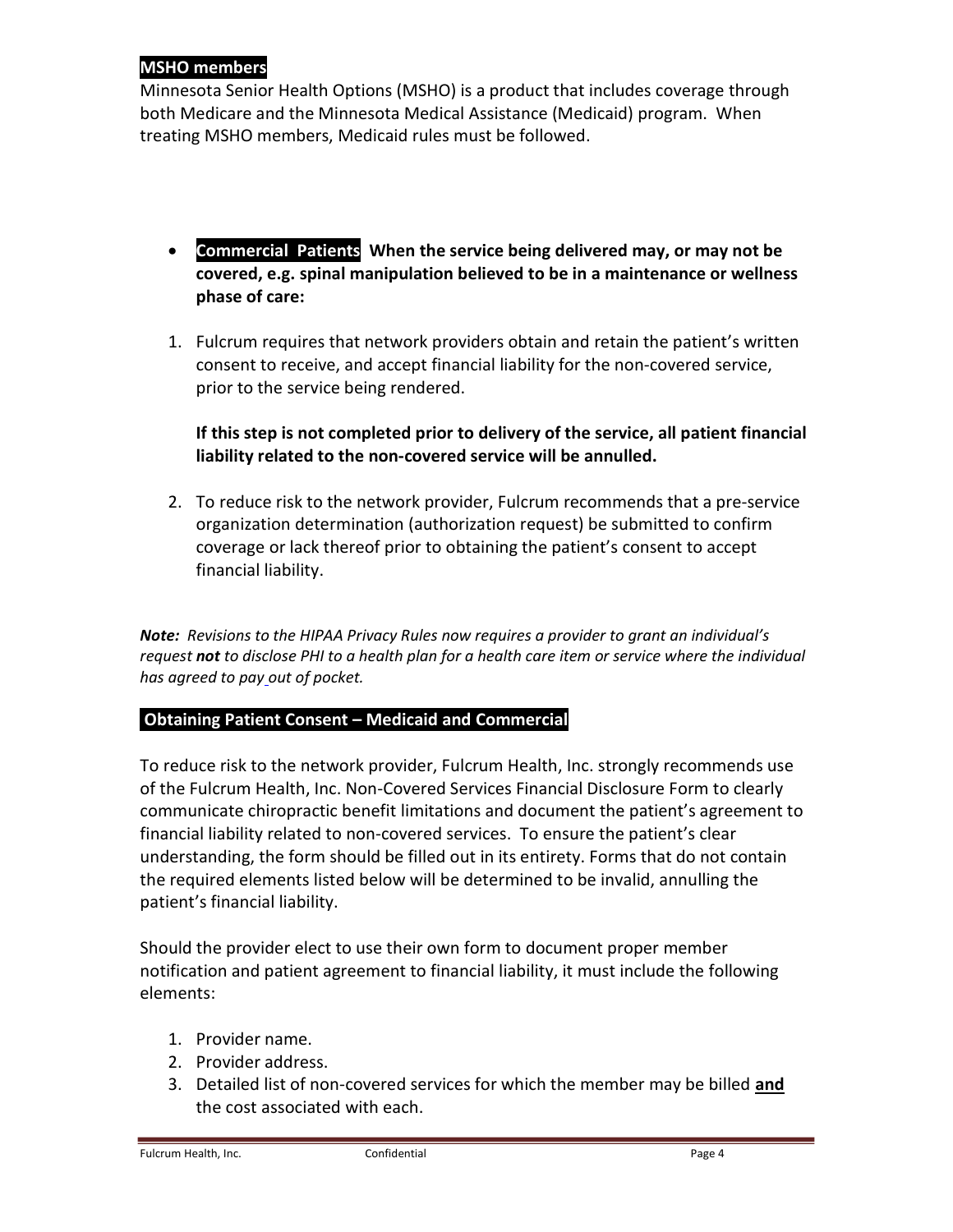**MSHO members**

Minnesota Senior Health Options (MSHO) is a product that includes coverage through both Medicare and the Minnesota Medical Assistance (Medicaid) program. When treating MSHO members, Medicaid rules must be followed.

- **Commercial Patients When the service being delivered may, or may not be covered, e.g. spinal manipulation believed to be in a maintenance or wellness phase of care:**

1. Fulcrum requires that network providers obtain and retain the patient's written consent to receive, and accept financial liability for the non-covered service, prior to the service being rendered.

   **If this step is not completed prior to delivery of the service, all patient financial liability related to the non-covered service will be annulled.**

2. To reduce risk to the network provider, Fulcrum recommends that a pre-service organization determination (authorization request) be submitted to confirm coverage or lack thereof prior to obtaining the patient's consent to accept financial liability.

***Note:*** *Revisions to the HIPAA Privacy Rules now requires a provider to grant an individual's request* ***not*** *to disclose PHI to a health plan for a health care item or service where the individual has agreed to pay out of pocket.*

**Obtaining Patient Consent – Medicaid and Commercial**

To reduce risk to the network provider, Fulcrum Health, Inc. strongly recommends use of the Fulcrum Health, Inc. Non-Covered Services Financial Disclosure Form to clearly communicate chiropractic benefit limitations and document the patient's agreement to financial liability related to non-covered services. To ensure the patient's clear understanding, the form should be filled out in its entirety. Forms that do not contain the required elements listed below will be determined to be invalid, annulling the patient's financial liability.

Should the provider elect to use their own form to document proper member notification and patient agreement to financial liability, it must include the following elements:

1. Provider name.
2. Provider address.
3. Detailed list of non-covered services for which the member may be billed **and** the cost associated with each.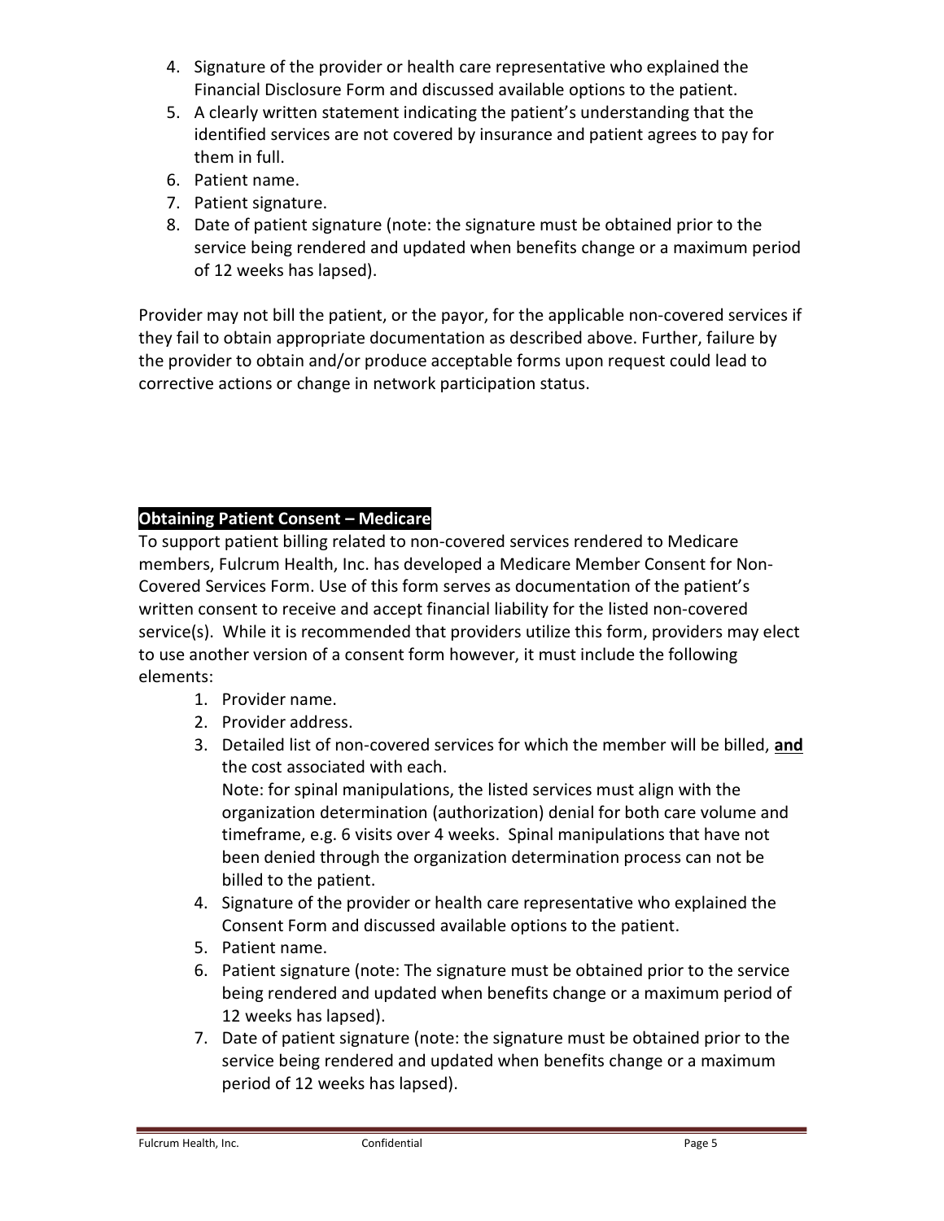4. Signature of the provider or health care representative who explained the Financial Disclosure Form and discussed available options to the patient.
5. A clearly written statement indicating the patient's understanding that the identified services are not covered by insurance and patient agrees to pay for them in full.
6. Patient name.
7. Patient signature.
8. Date of patient signature (note: the signature must be obtained prior to the service being rendered and updated when benefits change or a maximum period of 12 weeks has lapsed).

Provider may not bill the patient, or the payor, for the applicable non-covered services if they fail to obtain appropriate documentation as described above. Further, failure by the provider to obtain and/or produce acceptable forms upon request could lead to corrective actions or change in network participation status.

**Obtaining Patient Consent – Medicare**

To support patient billing related to non-covered services rendered to Medicare members, Fulcrum Health, Inc. has developed a Medicare Member Consent for Non-Covered Services Form. Use of this form serves as documentation of the patient's written consent to receive and accept financial liability for the listed non-covered service(s). While it is recommended that providers utilize this form, providers may elect to use another version of a consent form however, it must include the following elements:

1. Provider name.
2. Provider address.
3. Detailed list of non-covered services for which the member will be billed, **and** the cost associated with each.
   Note: for spinal manipulations, the listed services must align with the organization determination (authorization) denial for both care volume and timeframe, e.g. 6 visits over 4 weeks. Spinal manipulations that have not been denied through the organization determination process can not be billed to the patient.
4. Signature of the provider or health care representative who explained the Consent Form and discussed available options to the patient.
5. Patient name.
6. Patient signature (note: The signature must be obtained prior to the service being rendered and updated when benefits change or a maximum period of 12 weeks has lapsed).
7. Date of patient signature (note: the signature must be obtained prior to the service being rendered and updated when benefits change or a maximum period of 12 weeks has lapsed).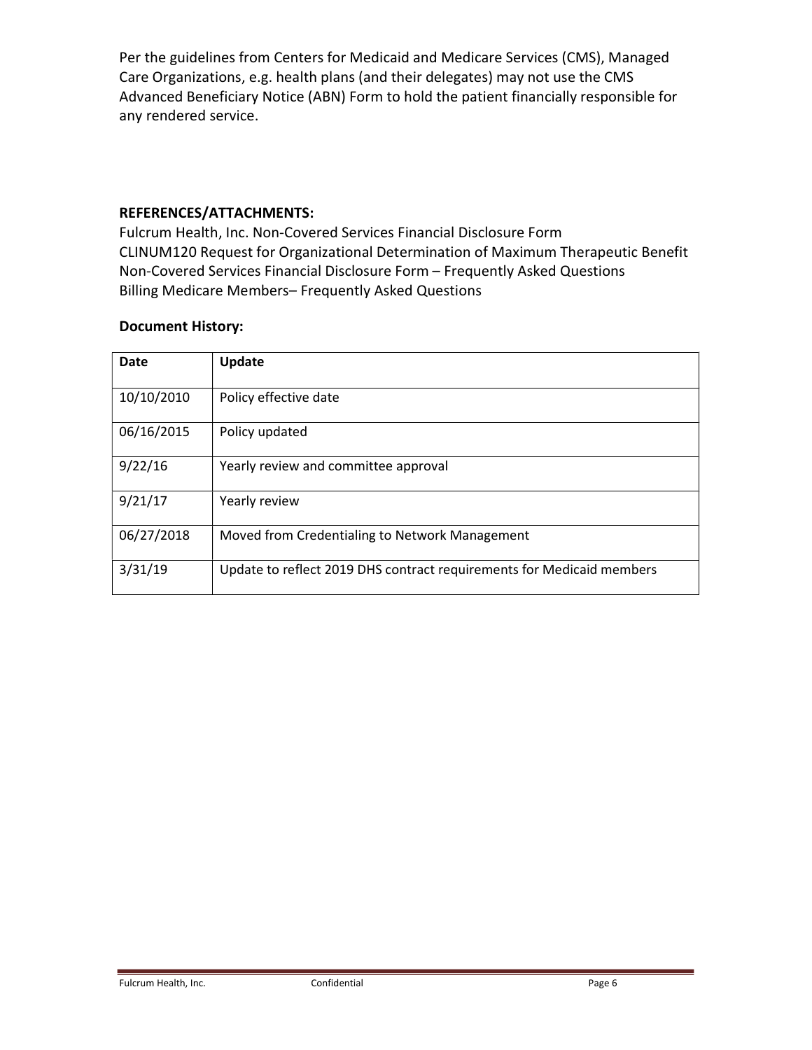Per the guidelines from Centers for Medicaid and Medicare Services (CMS), Managed Care Organizations, e.g. health plans (and their delegates) may not use the CMS Advanced Beneficiary Notice (ABN) Form to hold the patient financially responsible for any rendered service.

**REFERENCES/ATTACHMENTS:**

Fulcrum Health, Inc. Non-Covered Services Financial Disclosure Form
CLINUM120 Request for Organizational Determination of Maximum Therapeutic Benefit
Non-Covered Services Financial Disclosure Form – Frequently Asked Questions
Billing Medicare Members– Frequently Asked Questions

**Document History:**

| Date | Update |
|---|---|
| 10/10/2010 | Policy effective date |
| 06/16/2015 | Policy updated |
| 9/22/16 | Yearly review and committee approval |
| 9/21/17 | Yearly review |
| 06/27/2018 | Moved from Credentialing to Network Management |
| 3/31/19 | Update to reflect 2019 DHS contract requirements for Medicaid members |